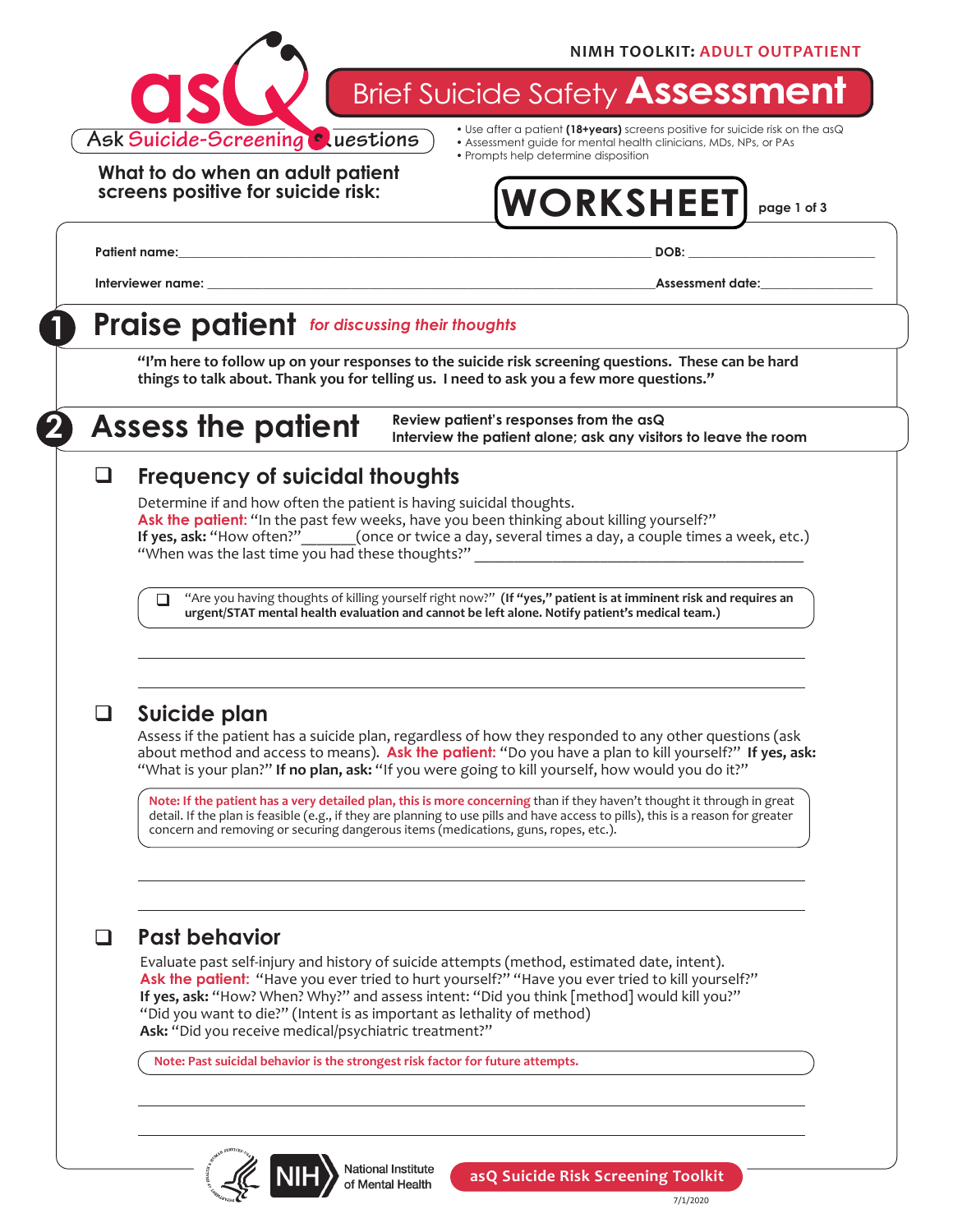NIMH TOOLKIT: ADULT OUTPATIENT

# asQ Ask Suicide-Screening Questions

# Brief Suicide Safety **Assessment**

**What to do when an adult patient screens positive for suicide risk:**

- Use after a patient **(18+years)** screens positive for suicide risk on the asQ
- Assessment guide for mental health clinicians, MDs, NPs, or PAs
- Prompts help determine disposition

# WORKSHEET

page 1 of 3

**Patient name:**_______________________________________________ **DOB:** ____________________

**Interviewer name:** __________________________________________ **Assessment date:**_______________

## 1 Praise patient *for discussing their thoughts*

**"I'm here to follow up on your responses to the suicide risk screening questions. These can be hard things to talk about. Thank you for telling us. I need to ask you a few more questions."**

## 2 Assess the patient

**Review patient's responses from the asQ**
**Interview the patient alone; ask any visitors to leave the room**

### ❑ Frequency of suicidal thoughts

Determine if and how often the patient is having suicidal thoughts.
**Ask the patient:** "In the past few weeks, have you been thinking about killing yourself?"
**If yes, ask:** "How often?"_______(once or twice a day, several times a day, a couple times a week, etc.)
"When was the last time you had these thoughts?" ____________________________________________

> ❑ "Are you having thoughts of killing yourself right now?" **(If "yes," patient is at imminent risk and requires an urgent/STAT mental health evaluation and cannot be left alone. Notify patient's medical team.)**

___________________________________________________________________________

___________________________________________________________________________

### ❑ Suicide plan

Assess if the patient has a suicide plan, regardless of how they responded to any other questions (ask about method and access to means). **Ask the patient:** "Do you have a plan to kill yourself?" **If yes, ask:** "What is your plan?" **If no plan, ask:** "If you were going to kill yourself, how would you do it?"

> **Note: If the patient has a very detailed plan, this is more concerning** than if they haven't thought it through in great detail. If the plan is feasible (e.g., if they are planning to use pills and have access to pills), this is a reason for greater concern and removing or securing dangerous items (medications, guns, ropes, etc.).

___________________________________________________________________________

___________________________________________________________________________

### ❑ Past behavior

Evaluate past self-injury and history of suicide attempts (method, estimated date, intent).
**Ask the patient:** "Have you ever tried to hurt yourself?" "Have you ever tried to kill yourself?"
**If yes, ask:** "How? When? Why?" and assess intent: "Did you think [method] would kill you?" "Did you want to die?" (Intent is as important as lethality of method)
**Ask:** "Did you receive medical/psychiatric treatment?"

> **Note: Past suicidal behavior is the strongest risk factor for future attempts.**

___________________________________________________________________________

___________________________________________________________________________

NIH National Institute of Mental Health

asQ Suicide Risk Screening Toolkit

7/1/2020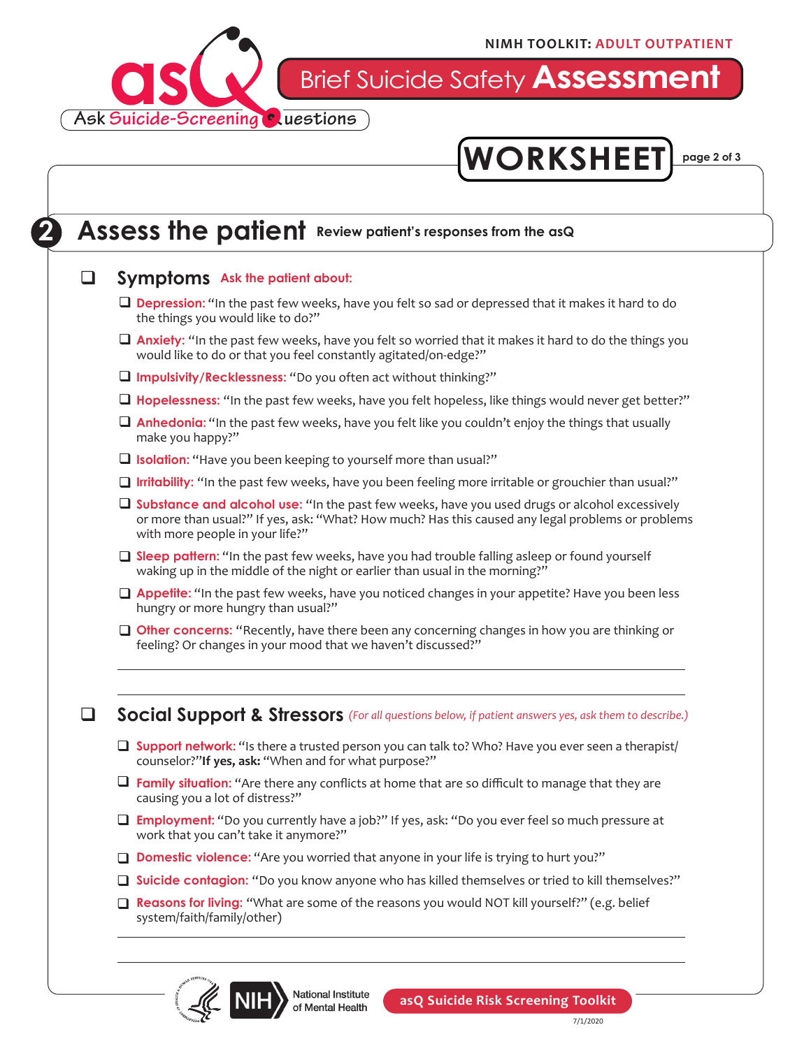# Brief Suicide Safety Assessment

## WORKSHEET

## 2 Assess the patient

**Review patient's responses from the asQ**

### ☐ Symptoms

**Ask the patient about:**

- ☐ **Depression:** "In the past few weeks, have you felt so sad or depressed that it makes it hard to do the things you would like to do?"
- ☐ **Anxiety:** "In the past few weeks, have you felt so worried that it makes it hard to do the things you would like to do or that you feel constantly agitated/on-edge?"
- ☐ **Impulsivity/Recklessness:** "Do you often act without thinking?"
- ☐ **Hopelessness:** "In the past few weeks, have you felt hopeless, like things would never get better?"
- ☐ **Anhedonia:** "In the past few weeks, have you felt like you couldn't enjoy the things that usually make you happy?"
- ☐ **Isolation:** "Have you been keeping to yourself more than usual?"
- ☐ **Irritability:** "In the past few weeks, have you been feeling more irritable or grouchier than usual?"
- ☐ **Substance and alcohol use:** "In the past few weeks, have you used drugs or alcohol excessively or more than usual?" If yes, ask: "What? How much? Has this caused any legal problems or problems with more people in your life?"
- ☐ **Sleep pattern:** "In the past few weeks, have you had trouble falling asleep or found yourself waking up in the middle of the night or earlier than usual in the morning?"
- ☐ **Appetite:** "In the past few weeks, have you noticed changes in your appetite? Have you been less hungry or more hungry than usual?"
- ☐ **Other concerns:** "Recently, have there been any concerning changes in how you are thinking or feeling? Or changes in your mood that we haven't discussed?"

___________________________________________

___________________________________________

### ☐ Social Support & Stressors

*(For all questions below, if patient answers yes, ask them to describe.)*

- ☐ **Support network:** "Is there a trusted person you can talk to? Who? Have you ever seen a therapist/counselor?" **If yes, ask:** "When and for what purpose?"
- ☐ **Family situation:** "Are there any conflicts at home that are so difficult to manage that they are causing you a lot of distress?"
- ☐ **Employment:** "Do you currently have a job?" If yes, ask: "Do you ever feel so much pressure at work that you can't take it anymore?"
- ☐ **Domestic violence:** "Are you worried that anyone in your life is trying to hurt you?"
- ☐ **Suicide contagion:** "Do you know anyone who has killed themselves or tried to kill themselves?"
- ☐ **Reasons for living:** "What are some of the reasons you would NOT kill yourself?" (e.g. belief system/faith/family/other)

___________________________________________

___________________________________________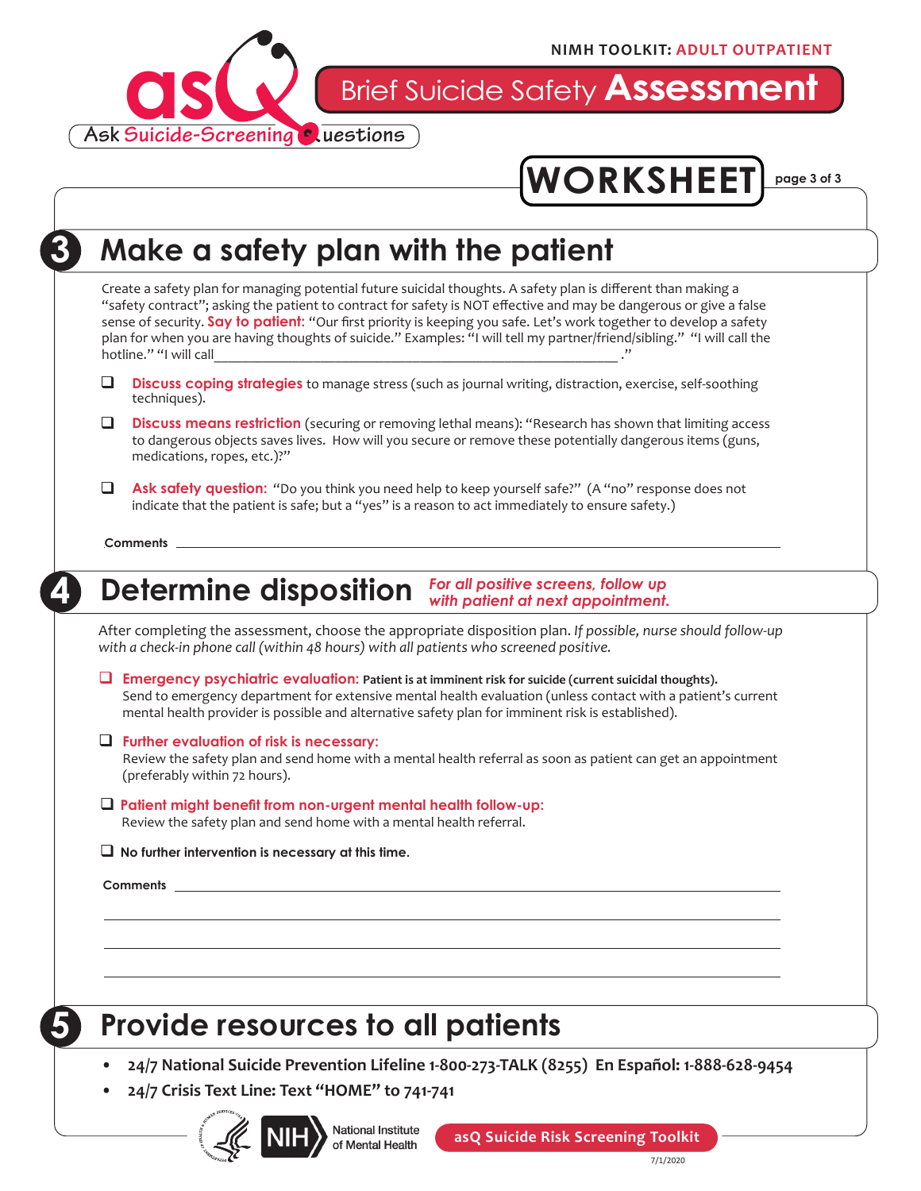# Brief Suicide Safety Assessment

NIMH TOOLKIT: ADULT OUTPATIENT

asQ Ask Suicide-Screening Questions

## WORKSHEET

## 3 Make a safety plan with the patient

Create a safety plan for managing potential future suicidal thoughts. A safety plan is different than making a "safety contract"; asking the patient to contract for safety is NOT effective and may be dangerous or give a false sense of security. **Say to patient:** "Our first priority is keeping you safe. Let's work together to develop a safety plan for when you are having thoughts of suicide." Examples: "I will tell my partner/friend/sibling." "I will call the hotline." "I will call ______________________________________________."

- ❑ **Discuss coping strategies** to manage stress (such as journal writing, distraction, exercise, self-soothing techniques).
- ❑ **Discuss means restriction** (securing or removing lethal means): "Research has shown that limiting access to dangerous objects saves lives. How will you secure or remove these potentially dangerous items (guns, medications, ropes, etc.)?"
- ❑ **Ask safety question:** "Do you think you need help to keep yourself safe?" (A "no" response does not indicate that the patient is safe; but a "yes" is a reason to act immediately to ensure safety.)

**Comments** ______________________________________________

## 4 Determine disposition

*For all positive screens, follow up with patient at next appointment.*

After completing the assessment, choose the appropriate disposition plan. *If possible, nurse should follow-up with a check-in phone call (within 48 hours) with all patients who screened positive.*

- ❑ **Emergency psychiatric evaluation:** **Patient is at imminent risk for suicide (current suicidal thoughts).** Send to emergency department for extensive mental health evaluation (unless contact with a patient's current mental health provider is possible and alternative safety plan for imminent risk is established).
- ❑ **Further evaluation of risk is necessary:** Review the safety plan and send home with a mental health referral as soon as patient can get an appointment (preferably within 72 hours).
- ❑ **Patient might benefit from non-urgent mental health follow-up:** Review the safety plan and send home with a mental health referral.
- ❑ **No further intervention is necessary at this time.**

**Comments** ______________________________________________

______________________________________________

______________________________________________

______________________________________________

## 5 Provide resources to all patients

- **24/7 National Suicide Prevention Lifeline 1-800-273-TALK (8255) En Español: 1-888-628-9454**
- **24/7 Crisis Text Line: Text "HOME" to 741-741**

NIH National Institute of Mental Health

asQ Suicide Risk Screening Toolkit

7/1/2020